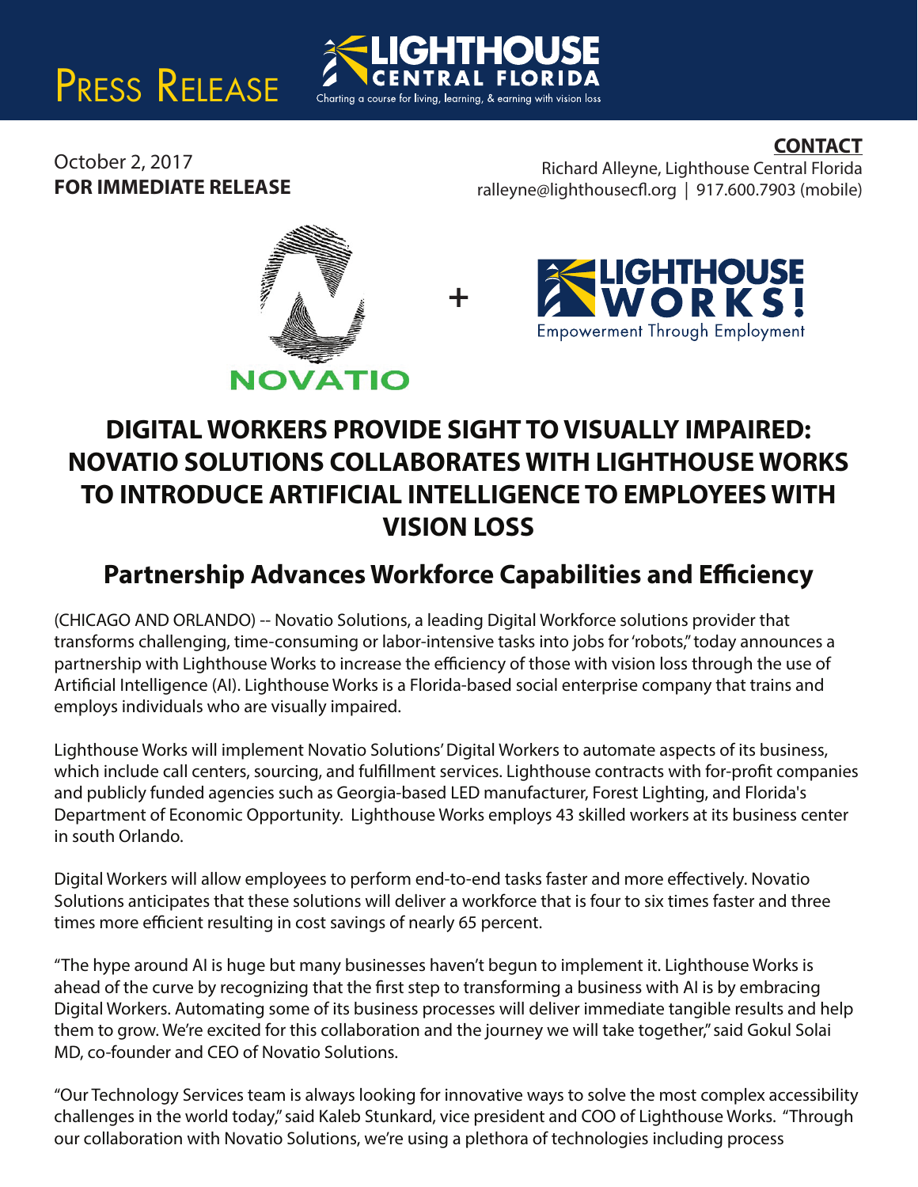# Press Release

**LIGHTHOUSE CENTRAL FLORIDA**
Charting a course for living, learning, & earning with vision loss

October 2, 2017
**FOR IMMEDIATE RELEASE**

**CONTACT**
Richard Alleyne, Lighthouse Central Florida
ralleyne@lighthousecfl.org | 917.600.7903 (mobile)

NOVATIO + LIGHTHOUSE WORKS! Empowerment Through Employment

## DIGITAL WORKERS PROVIDE SIGHT TO VISUALLY IMPAIRED: NOVATIO SOLUTIONS COLLABORATES WITH LIGHTHOUSE WORKS TO INTRODUCE ARTIFICIAL INTELLIGENCE TO EMPLOYEES WITH VISION LOSS

### Partnership Advances Workforce Capabilities and Efficiency

(CHICAGO AND ORLANDO) -- Novatio Solutions, a leading Digital Workforce solutions provider that transforms challenging, time-consuming or labor-intensive tasks into jobs for 'robots,' today announces a partnership with Lighthouse Works to increase the efficiency of those with vision loss through the use of Artificial Intelligence (AI). Lighthouse Works is a Florida-based social enterprise company that trains and employs individuals who are visually impaired.

Lighthouse Works will implement Novatio Solutions' Digital Workers to automate aspects of its business, which include call centers, sourcing, and fulfillment services. Lighthouse contracts with for-profit companies and publicly funded agencies such as Georgia-based LED manufacturer, Forest Lighting, and Florida's Department of Economic Opportunity. Lighthouse Works employs 43 skilled workers at its business center in south Orlando.

Digital Workers will allow employees to perform end-to-end tasks faster and more effectively. Novatio Solutions anticipates that these solutions will deliver a workforce that is four to six times faster and three times more efficient resulting in cost savings of nearly 65 percent.

"The hype around AI is huge but many businesses haven't begun to implement it. Lighthouse Works is ahead of the curve by recognizing that the first step to transforming a business with AI is by embracing Digital Workers. Automating some of its business processes will deliver immediate tangible results and help them to grow. We're excited for this collaboration and the journey we will take together," said Gokul Solai MD, co-founder and CEO of Novatio Solutions.

"Our Technology Services team is always looking for innovative ways to solve the most complex accessibility challenges in the world today," said Kaleb Stunkard, vice president and COO of Lighthouse Works. "Through our collaboration with Novatio Solutions, we're using a plethora of technologies including process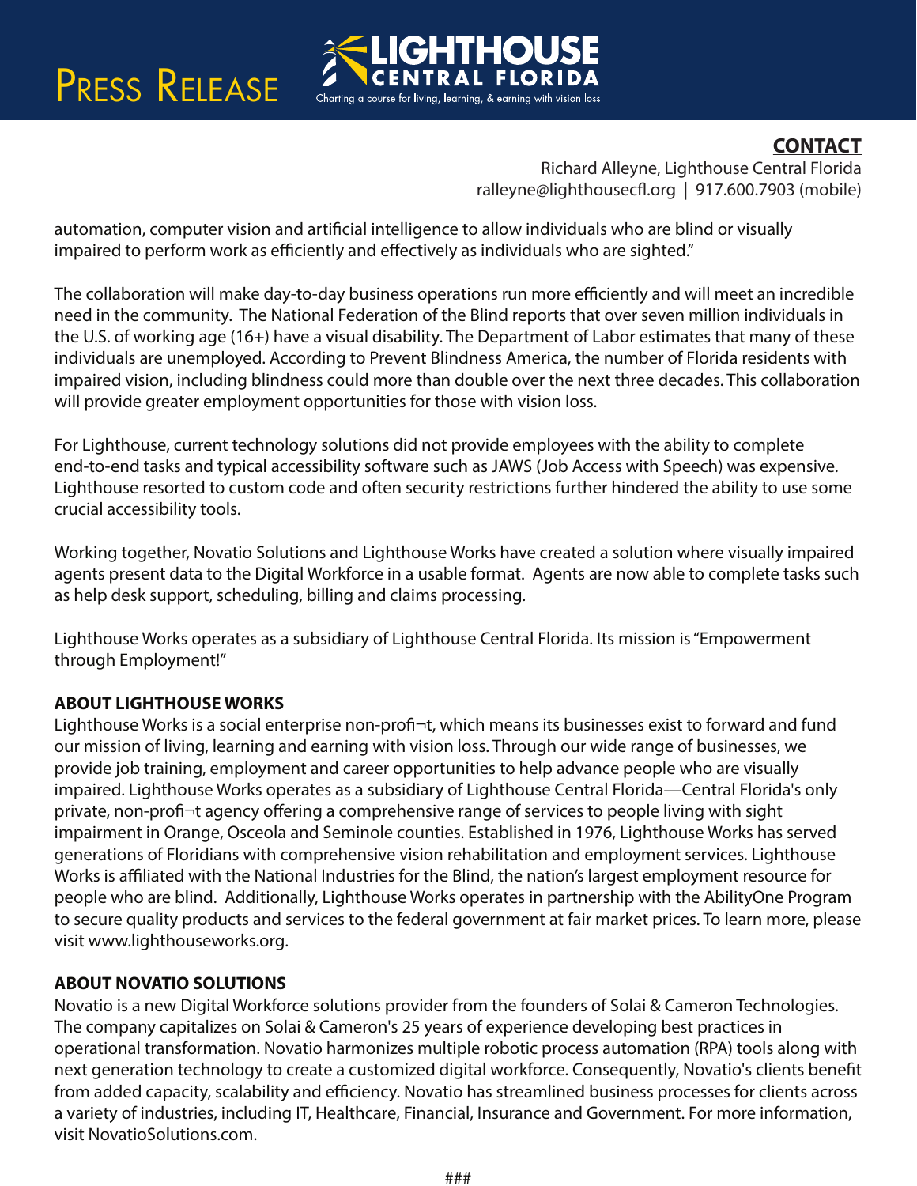**CONTACT**

Richard Alleyne, Lighthouse Central Florida
ralleyne@lighthousecfl.org | 917.600.7903 (mobile)

automation, computer vision and artificial intelligence to allow individuals who are blind or visually impaired to perform work as efficiently and effectively as individuals who are sighted."

The collaboration will make day-to-day business operations run more efficiently and will meet an incredible need in the community. The National Federation of the Blind reports that over seven million individuals in the U.S. of working age (16+) have a visual disability. The Department of Labor estimates that many of these individuals are unemployed. According to Prevent Blindness America, the number of Florida residents with impaired vision, including blindness could more than double over the next three decades. This collaboration will provide greater employment opportunities for those with vision loss.

For Lighthouse, current technology solutions did not provide employees with the ability to complete end-to-end tasks and typical accessibility software such as JAWS (Job Access with Speech) was expensive. Lighthouse resorted to custom code and often security restrictions further hindered the ability to use some crucial accessibility tools.

Working together, Novatio Solutions and Lighthouse Works have created a solution where visually impaired agents present data to the Digital Workforce in a usable format. Agents are now able to complete tasks such as help desk support, scheduling, billing and claims processing.

Lighthouse Works operates as a subsidiary of Lighthouse Central Florida. Its mission is "Empowerment through Employment!"

**ABOUT LIGHTHOUSE WORKS**

Lighthouse Works is a social enterprise non-profi¬t, which means its businesses exist to forward and fund our mission of living, learning and earning with vision loss. Through our wide range of businesses, we provide job training, employment and career opportunities to help advance people who are visually impaired. Lighthouse Works operates as a subsidiary of Lighthouse Central Florida—Central Florida's only private, non-profi¬t agency offering a comprehensive range of services to people living with sight impairment in Orange, Osceola and Seminole counties. Established in 1976, Lighthouse Works has served generations of Floridians with comprehensive vision rehabilitation and employment services. Lighthouse Works is affiliated with the National Industries for the Blind, the nation's largest employment resource for people who are blind. Additionally, Lighthouse Works operates in partnership with the AbilityOne Program to secure quality products and services to the federal government at fair market prices. To learn more, please visit www.lighthouseworks.org.

**ABOUT NOVATIO SOLUTIONS**

Novatio is a new Digital Workforce solutions provider from the founders of Solai & Cameron Technologies. The company capitalizes on Solai & Cameron's 25 years of experience developing best practices in operational transformation. Novatio harmonizes multiple robotic process automation (RPA) tools along with next generation technology to create a customized digital workforce. Consequently, Novatio's clients benefit from added capacity, scalability and efficiency. Novatio has streamlined business processes for clients across a variety of industries, including IT, Healthcare, Financial, Insurance and Government. For more information, visit NovatioSolutions.com.

###